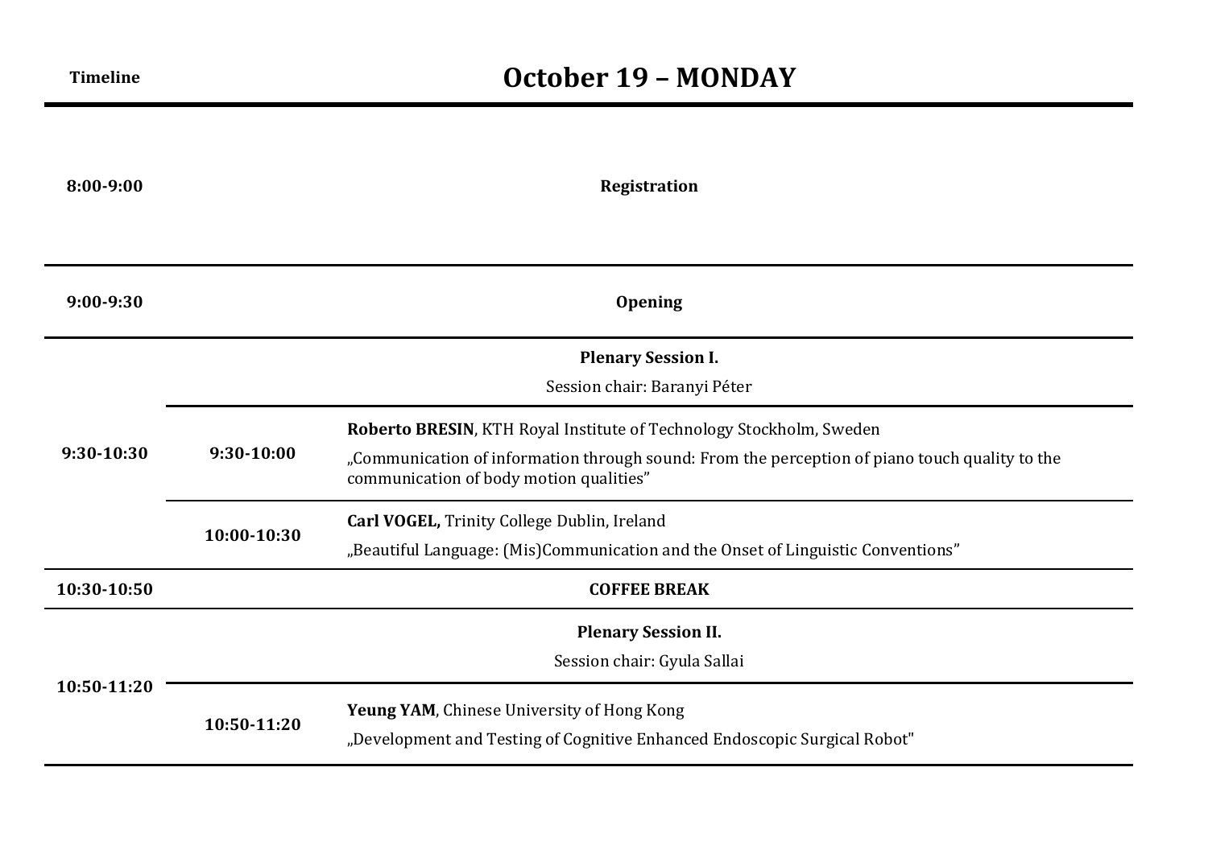# October 19 – MONDAY

| Timeline | | |
|---|---|---|
| **8:00-9:00** | | **Registration** |
| **9:00-9:30** | | **Opening** |
| **9:30-10:30** | | **Plenary Session I.** Session chair: Baranyi Péter |
| | **9:30-10:00** | **Roberto BRESIN**, KTH Royal Institute of Technology Stockholm, Sweden „Communication of information through sound: From the perception of piano touch quality to the communication of body motion qualities” |
| | **10:00-10:30** | **Carl VOGEL,** Trinity College Dublin, Ireland „Beautiful Language: (Mis)Communication and the Onset of Linguistic Conventions” |
| **10:30-10:50** | | **COFFEE BREAK** |
| **10:50-11:20** | | **Plenary Session II.** Session chair: Gyula Sallai |
| | **10:50-11:20** | **Yeung YAM**, Chinese University of Hong Kong „Development and Testing of Cognitive Enhanced Endoscopic Surgical Robot" |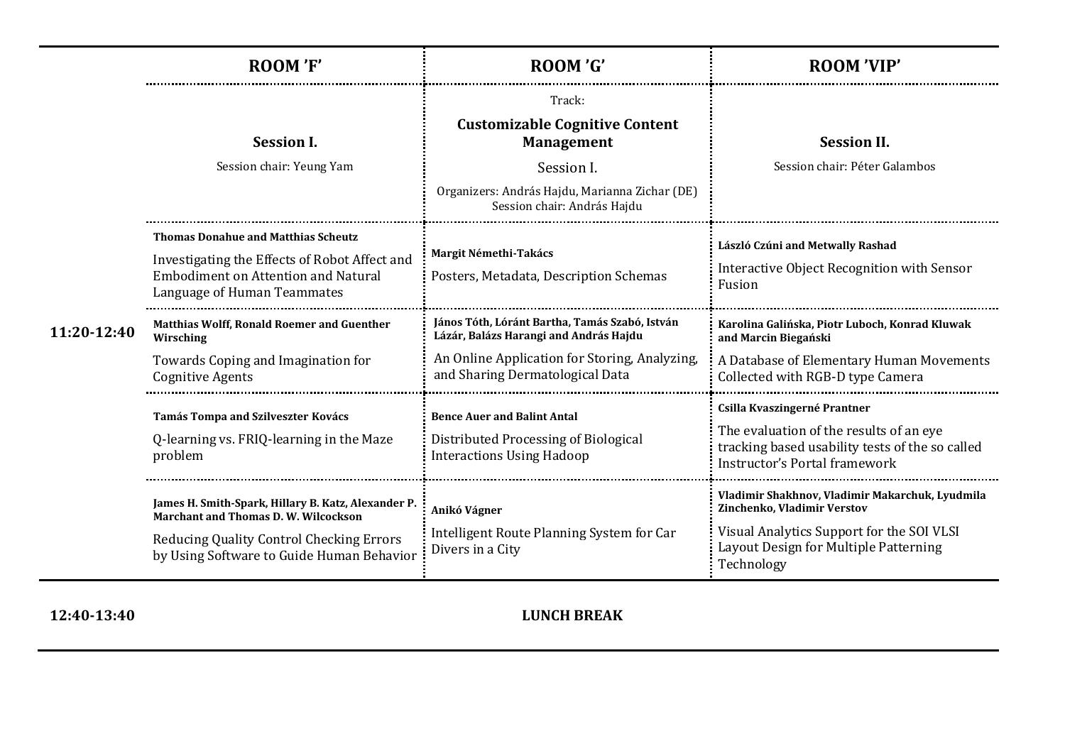| | ROOM 'F' | ROOM 'G' | ROOM 'VIP' |
|---|---|---|---|
| | **Session I.**<br>Session chair: Yeung Yam | Track:<br>**Customizable Cognitive Content Management**<br>Session I.<br>Organizers: András Hajdu, Marianna Zichar (DE)<br>Session chair: András Hajdu | **Session II.**<br>Session chair: Péter Galambos |
| **11:20-12:40** | **Thomas Donahue and Matthias Scheutz**<br>Investigating the Effects of Robot Affect and Embodiment on Attention and Natural Language of Human Teammates | **Margit Némethi-Takács**<br>Posters, Metadata, Description Schemas | **László Czúni and Metwally Rashad**<br>Interactive Object Recognition with Sensor Fusion |
| | **Matthias Wolff, Ronald Roemer and Guenther Wirsching**<br>Towards Coping and Imagination for Cognitive Agents | **János Tóth, Lóránt Bartha, Tamás Szabó, István Lázár, Balázs Harangi and András Hajdu**<br>An Online Application for Storing, Analyzing, and Sharing Dermatological Data | **Karolina Galińska, Piotr Luboch, Konrad Kluwak and Marcin Biegański**<br>A Database of Elementary Human Movements Collected with RGB-D type Camera |
| | **Tamás Tompa and Szilveszter Kovács**<br>Q-learning vs. FRIQ-learning in the Maze problem | **Bence Auer and Balint Antal**<br>Distributed Processing of Biological Interactions Using Hadoop | **Csilla Kvaszingerné Prantner**<br>The evaluation of the results of an eye tracking based usability tests of the so called Instructor's Portal framework |
| | **James H. Smith-Spark, Hillary B. Katz, Alexander P. Marchant and Thomas D. W. Wilcockson**<br>Reducing Quality Control Checking Errors by Using Software to Guide Human Behavior | **Anikó Vágner**<br>Intelligent Route Planning System for Car Divers in a City | **Vladimir Shakhnov, Vladimir Makarchuk, Lyudmila Zinchenko, Vladimir Verstov**<br>Visual Analytics Support for the SOI VLSI Layout Design for Multiple Patterning Technology |
| **12:40-13:40** | | **LUNCH BREAK** | |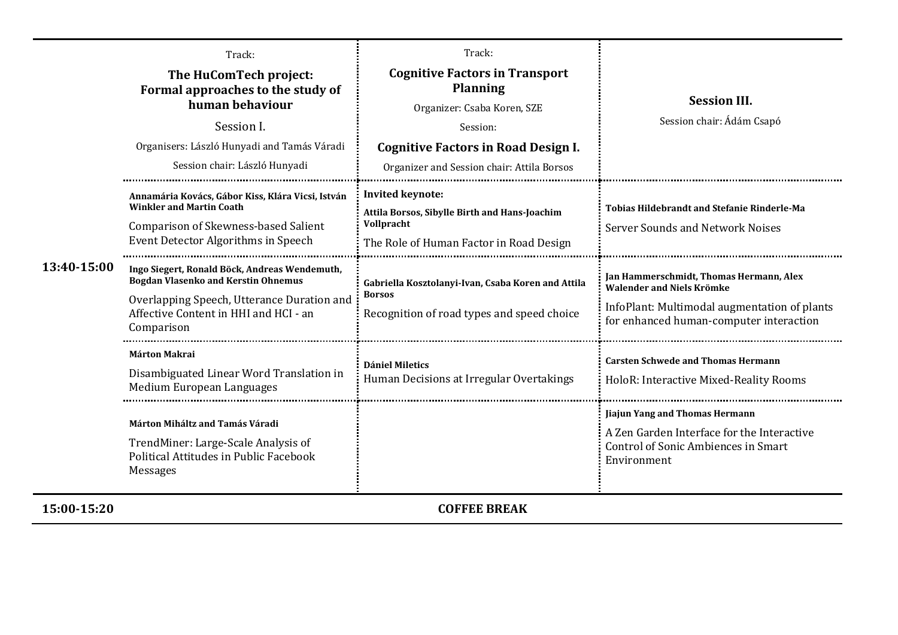| | Track: **The HuComTech project: Formal approaches to the study of human behaviour** Session I. Organisers: László Hunyadi and Tamás Váradi Session chair: László Hunyadi | Track: **Cognitive Factors in Transport Planning** Organizer: Csaba Koren, SZE Session: **Cognitive Factors in Road Design I.** Organizer and Session chair: Attila Borsos | **Session III.** Session chair: Ádám Csapó |
|---|---|---|---|
| **13:40-15:00** | **Annamária Kovács, Gábor Kiss, Klára Vicsi, István Winkler and Martin Coath** Comparison of Skewness-based Salient Event Detector Algorithms in Speech | **Invited keynote:** **Attila Borsos, Sibylle Birth and Hans-Joachim Vollpracht** The Role of Human Factor in Road Design | **Tobias Hildebrandt and Stefanie Rinderle-Ma** Server Sounds and Network Noises |
| | **Ingo Siegert, Ronald Böck, Andreas Wendemuth, Bogdan Vlasenko and Kerstin Ohnemus** Overlapping Speech, Utterance Duration and Affective Content in HHI and HCI - an Comparison | **Gabriella Kosztolanyi-Ivan, Csaba Koren and Attila Borsos** Recognition of road types and speed choice | **Jan Hammerschmidt, Thomas Hermann, Alex Walender and Niels Krömke** InfoPlant: Multimodal augmentation of plants for enhanced human-computer interaction |
| | **Márton Makrai** Disambiguated Linear Word Translation in Medium European Languages | **Dániel Miletics** Human Decisions at Irregular Overtakings | **Carsten Schwede and Thomas Hermann** HoloR: Interactive Mixed-Reality Rooms |
| | **Márton Miháltz and Tamás Váradi** TrendMiner: Large-Scale Analysis of Political Attitudes in Public Facebook Messages | | **Jiajun Yang and Thomas Hermann** A Zen Garden Interface for the Interactive Control of Sonic Ambiences in Smart Environment |
| **15:00-15:20** | **COFFEE BREAK** | | |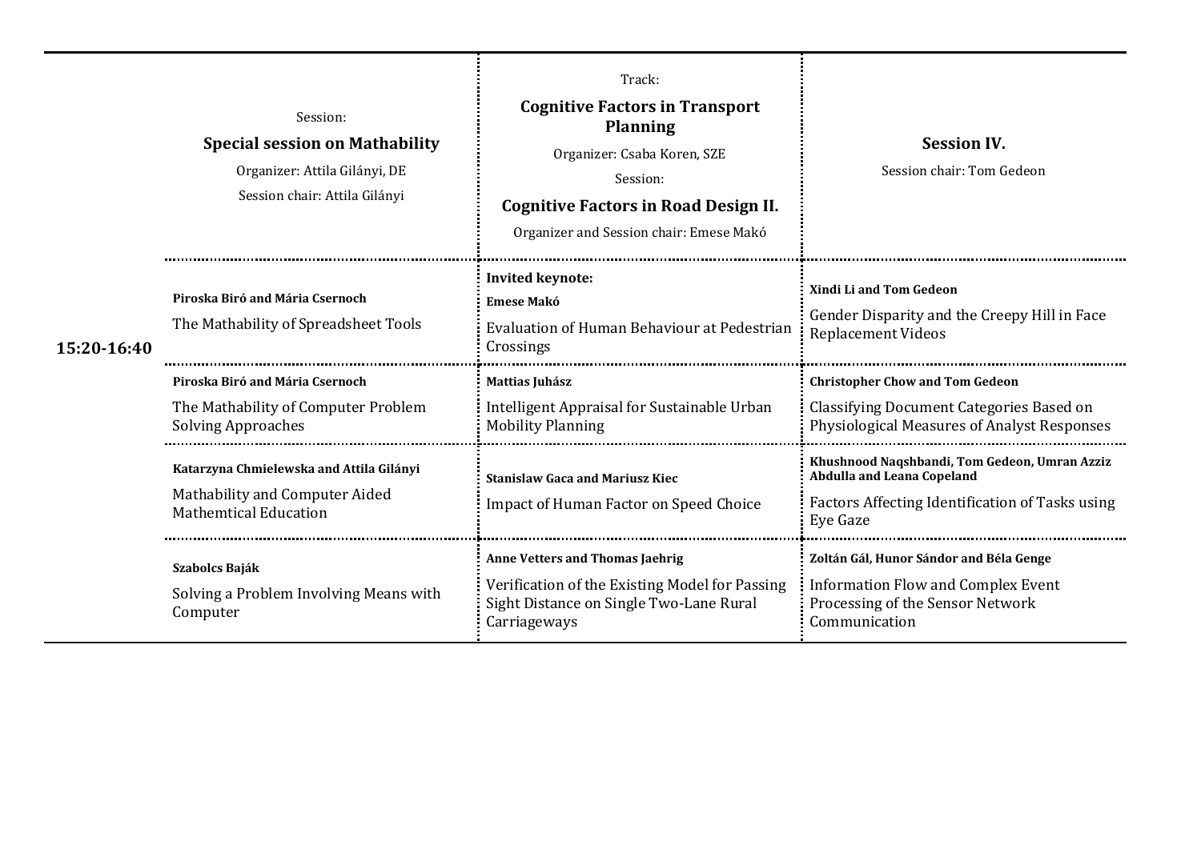| | Session: **Special session on Mathability** Organizer: Attila Gilányi, DE Session chair: Attila Gilányi | Track: **Cognitive Factors in Transport Planning** Organizer: Csaba Koren, SZE Session: **Cognitive Factors in Road Design II.** Organizer and Session chair: Emese Makó | **Session IV.** Session chair: Tom Gedeon |
|---|---|---|---|
| **15:20-16:40** | **Piroska Biró and Mária Csernoch** The Mathability of Spreadsheet Tools | **Invited keynote:** **Emese Makó** Evaluation of Human Behaviour at Pedestrian Crossings | **Xindi Li and Tom Gedeon** Gender Disparity and the Creepy Hill in Face Replacement Videos |
| | **Piroska Biró and Mária Csernoch** The Mathability of Computer Problem Solving Approaches | **Mattias Juhász** Intelligent Appraisal for Sustainable Urban Mobility Planning | **Christopher Chow and Tom Gedeon** Classifying Document Categories Based on Physiological Measures of Analyst Responses |
| | **Katarzyna Chmielewska and Attila Gilányi** Mathability and Computer Aided Mathemtical Education | **Stanislaw Gaca and Mariusz Kiec** Impact of Human Factor on Speed Choice | **Khushnood Naqshbandi, Tom Gedeon, Umran Azziz Abdulla and Leana Copeland** Factors Affecting Identification of Tasks using Eye Gaze |
| | **Szabolcs Baják** Solving a Problem Involving Means with Computer | **Anne Vetters and Thomas Jaehrig** Verification of the Existing Model for Passing Sight Distance on Single Two-Lane Rural Carriageways | **Zoltán Gál, Hunor Sándor and Béla Genge** Information Flow and Complex Event Processing of the Sensor Network Communication |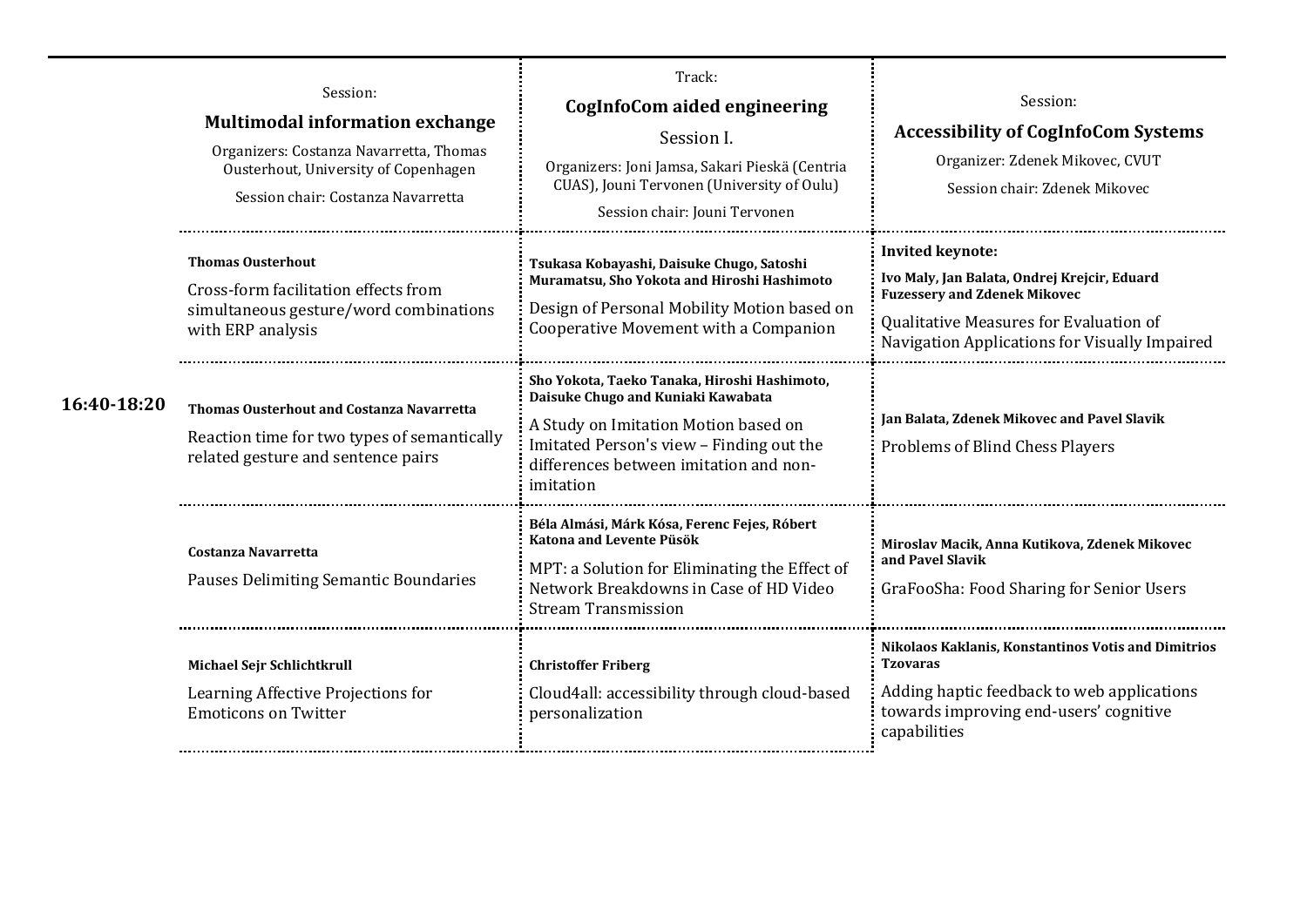| | Session: **Multimodal information exchange** Organizers: Costanza Navarretta, Thomas Ousterhout, University of Copenhagen Session chair: Costanza Navarretta | Track: **CogInfoCom aided engineering** Session I. Organizers: Joni Jamsa, Sakari Pieskä (Centria CUAS), Jouni Tervonen (University of Oulu) Session chair: Jouni Tervonen | Session: **Accessibility of CogInfoCom Systems** Organizer: Zdenek Mikovec, CVUT Session chair: Zdenek Mikovec |
|---|---|---|---|
| **16:40-18:20** | **Thomas Ousterhout** Cross-form facilitation effects from simultaneous gesture/word combinations with ERP analysis | **Tsukasa Kobayashi, Daisuke Chugo, Satoshi Muramatsu, Sho Yokota and Hiroshi Hashimoto** Design of Personal Mobility Motion based on Cooperative Movement with a Companion | **Invited keynote:** **Ivo Maly, Jan Balata, Ondrej Krejcir, Eduard Fuzessery and Zdenek Mikovec** Qualitative Measures for Evaluation of Navigation Applications for Visually Impaired |
| | **Thomas Ousterhout and Costanza Navarretta** Reaction time for two types of semantically related gesture and sentence pairs | **Sho Yokota, Taeko Tanaka, Hiroshi Hashimoto, Daisuke Chugo and Kuniaki Kawabata** A Study on Imitation Motion based on Imitated Person's view – Finding out the differences between imitation and non-imitation | **Jan Balata, Zdenek Mikovec and Pavel Slavik** Problems of Blind Chess Players |
| | **Costanza Navarretta** Pauses Delimiting Semantic Boundaries | **Béla Almási, Márk Kósa, Ferenc Fejes, Róbert Katona and Levente Püsök** MPT: a Solution for Eliminating the Effect of Network Breakdowns in Case of HD Video Stream Transmission | **Miroslav Macik, Anna Kutikova, Zdenek Mikovec and Pavel Slavik** GraFooSha: Food Sharing for Senior Users |
| | **Michael Sejr Schlichtkrull** Learning Affective Projections for Emoticons on Twitter | **Christoffer Friberg** Cloud4all: accessibility through cloud-based personalization | **Nikolaos Kaklanis, Konstantinos Votis and Dimitrios Tzovaras** Adding haptic feedback to web applications towards improving end-users' cognitive capabilities |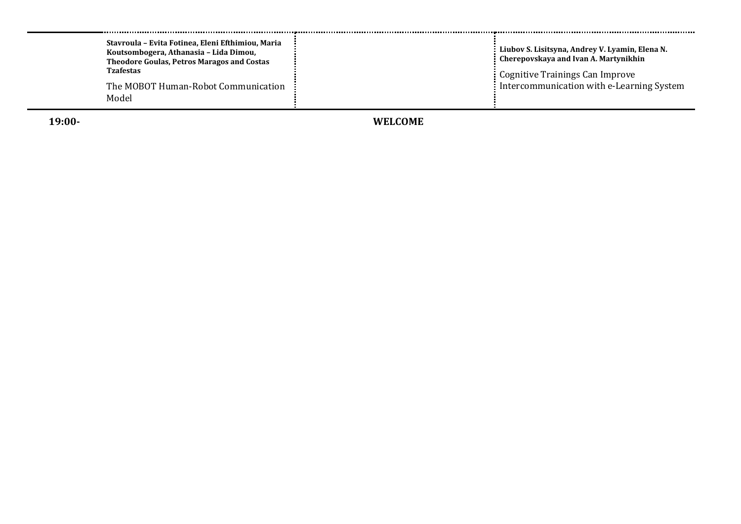| | | | |
|---|---|---|---|
| | **Stavroula – Evita Fotinea, Eleni Efthimiou, Maria Koutsombogera, Athanasia – Lida Dimou, Theodore Goulas, Petros Maragos and Costas Tzafestas**<br>The MOBOT Human-Robot Communication Model | | **Liubov S. Lisitsyna, Andrey V. Lyamin, Elena N. Cherepovskaya and Ivan A. Martynikhin**<br>Cognitive Trainings Can Improve Intercommunication with e-Learning System |
| **19:00-** | | **WELCOME** | |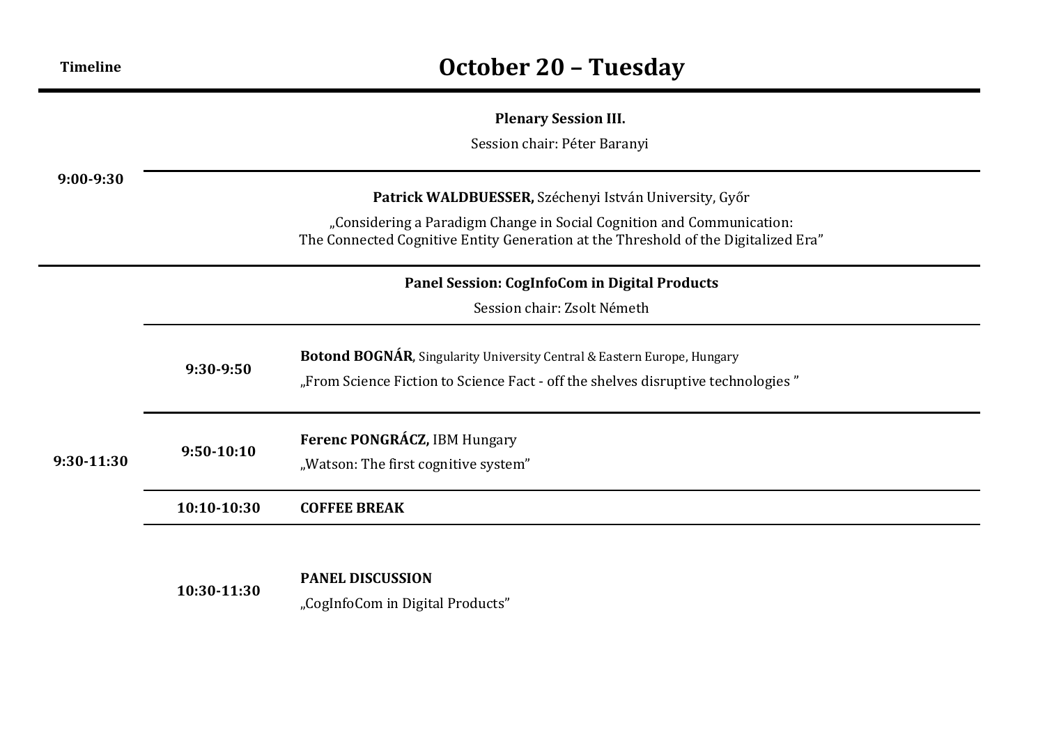| Timeline | October 20 – Tuesday | |
|---|---|---|
| 9:00-9:30 | **Plenary Session III.**<br>Session chair: Péter Baranyi | |
| | **Patrick WALDBUESSER,** Széchenyi István University, Győr<br>„Considering a Paradigm Change in Social Cognition and Communication: The Connected Cognitive Entity Generation at the Threshold of the Digitalized Era” | |
| 9:30-11:30 | **Panel Session: CogInfoCom in Digital Products**<br>Session chair: Zsolt Németh | |
| | **9:30-9:50** | **Botond BOGNÁR**, Singularity University Central & Eastern Europe, Hungary<br>„From Science Fiction to Science Fact - off the shelves disruptive technologies ” |
| | **9:50-10:10** | **Ferenc PONGRÁCZ,** IBM Hungary<br>„Watson: The first cognitive system” |
| | **10:10-10:30** | **COFFEE BREAK** |
| | **10:30-11:30** | **PANEL DISCUSSION**<br>„CogInfoCom in Digital Products” |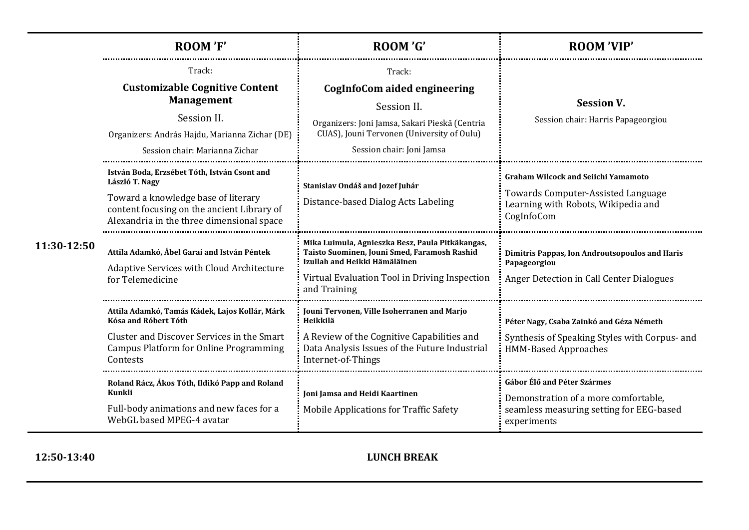| | ROOM 'F' | ROOM 'G' | ROOM 'VIP' |
|---|---|---|---|
| | Track: **Customizable Cognitive Content Management** Session II. Organizers: András Hajdu, Marianna Zichar (DE) Session chair: Marianna Zichar | Track: **CogInfoCom aided engineering** Session II. Organizers: Joni Jamsa, Sakari Pieskä (Centria CUAS), Jouni Tervonen (University of Oulu) Session chair: Joni Jamsa | **Session V.** Session chair: Harris Papageorgiou |
| **11:30-12:50** | **István Boda, Erzsébet Tóth, István Csont and László T. Nagy** Toward a knowledge base of literary content focusing on the ancient Library of Alexandria in the three dimensional space | **Stanislav Ondáš and Jozef Juhár** Distance-based Dialog Acts Labeling | **Graham Wilcock and Seiichi Yamamoto** Towards Computer-Assisted Language Learning with Robots, Wikipedia and CogInfoCom |
| | **Attila Adamkó, Ábel Garai and István Péntek** Adaptive Services with Cloud Architecture for Telemedicine | **Mika Luimula, Agnieszka Besz, Paula Pitkäkangas, Taisto Suominen, Jouni Smed, Faramosh Rashid Izullah and Heikki Hämäläinen** Virtual Evaluation Tool in Driving Inspection and Training | **Dimitris Pappas, Ion Androutsopoulos and Haris Papageorgiou** Anger Detection in Call Center Dialogues |
| | **Attila Adamkó, Tamás Kádek, Lajos Kollár, Márk Kósa and Róbert Tóth** Cluster and Discover Services in the Smart Campus Platform for Online Programming Contests | **Jouni Tervonen, Ville Isoherranen and Marjo Heikkilä** A Review of the Cognitive Capabilities and Data Analysis Issues of the Future Industrial Internet-of-Things | **Péter Nagy, Csaba Zainkó and Géza Németh** Synthesis of Speaking Styles with Corpus- and HMM-Based Approaches |
| | **Roland Rácz, Ákos Tóth, Ildikó Papp and Roland Kunkli** Full-body animations and new faces for a WebGL based MPEG-4 avatar | **Joni Jamsa and Heidi Kaartinen** Mobile Applications for Traffic Safety | **Gábor Élő and Péter Szármes** Demonstration of a more comfortable, seamless measuring setting for EEG-based experiments |
| **12:50-13:40** | **LUNCH BREAK** | | |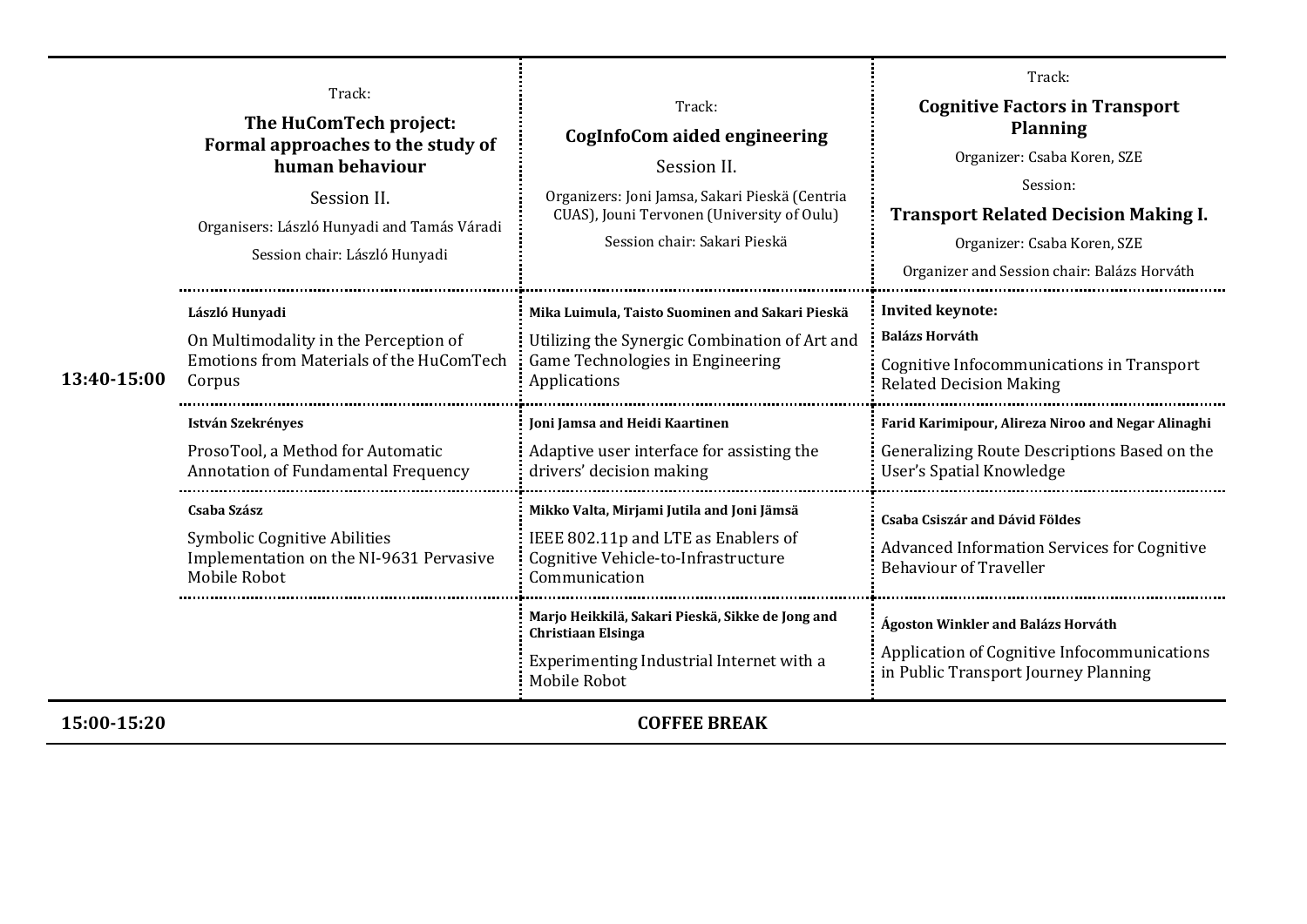| | Track: **The HuComTech project: Formal approaches to the study of human behaviour** Session II. Organisers: László Hunyadi and Tamás Váradi Session chair: László Hunyadi | Track: **CogInfoCom aided engineering** Session II. Organizers: Joni Jamsa, Sakari Pieskä (Centria CUAS), Jouni Tervonen (University of Oulu) Session chair: Sakari Pieskä | Track: **Cognitive Factors in Transport Planning** Organizer: Csaba Koren, SZE Session: **Transport Related Decision Making I.** Organizer: Csaba Koren, SZE Organizer and Session chair: Balázs Horváth |
|---|---|---|---|
| **13:40-15:00** | **László Hunyadi** On Multimodality in the Perception of Emotions from Materials of the HuComTech Corpus | **Mika Luimula, Taisto Suominen and Sakari Pieskä** Utilizing the Synergic Combination of Art and Game Technologies in Engineering Applications | **Invited keynote:** **Balázs Horváth** Cognitive Infocommunications in Transport Related Decision Making |
| | **István Szekrényes** ProsoTool, a Method for Automatic Annotation of Fundamental Frequency | **Joni Jamsa and Heidi Kaartinen** Adaptive user interface for assisting the drivers' decision making | **Farid Karimipour, Alireza Niroo and Negar Alinaghi** Generalizing Route Descriptions Based on the User's Spatial Knowledge |
| | **Csaba Szász** Symbolic Cognitive Abilities Implementation on the NI-9631 Pervasive Mobile Robot | **Mikko Valta, Mirjami Jutila and Joni Jämsä** IEEE 802.11p and LTE as Enablers of Cognitive Vehicle-to-Infrastructure Communication | **Csaba Csiszár and Dávid Földes** Advanced Information Services for Cognitive Behaviour of Traveller |
| | | **Marjo Heikkilä, Sakari Pieskä, Sikke de Jong and Christiaan Elsinga** Experimenting Industrial Internet with a Mobile Robot | **Ágoston Winkler and Balázs Horváth** Application of Cognitive Infocommunications in Public Transport Journey Planning |
| **15:00-15:20** | **COFFEE BREAK** | | |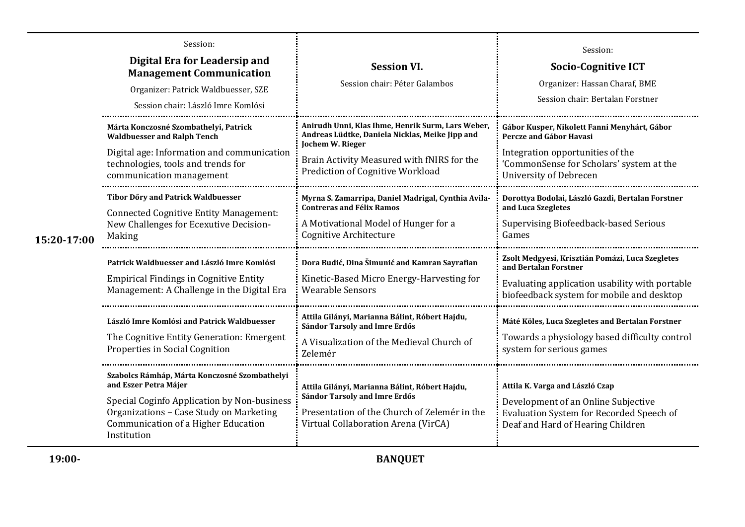| | Session: **Digital Era for Leadersip and Management Communication** Organizer: Patrick Waldbuesser, SZE Session chair: László Imre Komlósi | **Session VI.** Session chair: Péter Galambos | Session: **Socio-Cognitive ICT** Organizer: Hassan Charaf, BME Session chair: Bertalan Forstner |
|---|---|---|---|
| 15:20-17:00 | **Márta Konczosné Szombathelyi, Patrick Waldbuesser and Ralph Tench** Digital age: Information and communication technologies, tools and trends for communication management | **Anirudh Unni, Klas Ihme, Henrik Surm, Lars Weber, Andreas Lüdtke, Daniela Nicklas, Meike Jipp and Jochem W. Rieger** Brain Activity Measured with fNIRS for the Prediction of Cognitive Workload | **Gábor Kusper, Nikolett Fanni Menyhárt, Gábor Percze and Gábor Havasi** Integration opportunities of the 'CommonSense for Scholars' system at the University of Debrecen |
| | **Tibor Dőry and Patrick Waldbuesser** Connected Cognitive Entity Management: New Challenges for Ecexutive Decision-Making | **Myrna S. Zamarripa, Daniel Madrigal, Cynthia Avila-Contreras and Félix Ramos** A Motivational Model of Hunger for a Cognitive Architecture | **Dorottya Bodolai, László Gazdi, Bertalan Forstner and Luca Szegletes** Supervising Biofeedback-based Serious Games |
| | **Patrick Waldbuesser and László Imre Komlósi** Empirical Findings in Cognitive Entity Management: A Challenge in the Digital Era | **Dora Budić, Dina Šimunić and Kamran Sayrafian** Kinetic-Based Micro Energy-Harvesting for Wearable Sensors | **Zsolt Medgyesi, Krisztián Pomázi, Luca Szegletes and Bertalan Forstner** Evaluating application usability with portable biofeedback system for mobile and desktop |
| | **László Imre Komlósi and Patrick Waldbuesser** The Cognitive Entity Generation: Emergent Properties in Social Cognition | **Attila Gilányi, Marianna Bálint, Róbert Hajdu, Sándor Tarsoly and Imre Erdős** A Visualization of the Medieval Church of Zelemér | **Máté Köles, Luca Szegletes and Bertalan Forstner** Towards a physiology based difficulty control system for serious games |
| | **Szabolcs Rámháp, Márta Konczosné Szombathelyi and Eszer Petra Májer** Special Cinginfo Application by Non-business Organizations – Case Study on Marketing Communication of a Higher Education Institution | **Attila Gilányi, Marianna Bálint, Róbert Hajdu, Sándor Tarsoly and Imre Erdős** Presentation of the Church of Zelemér in the Virtual Collaboration Arena (VirCA) | **Attila K. Varga and László Czap** Development of an Online Subjective Evaluation System for Recorded Speech of Deaf and Hard of Hearing Children |
| 19:00- | **BANQUET** | | |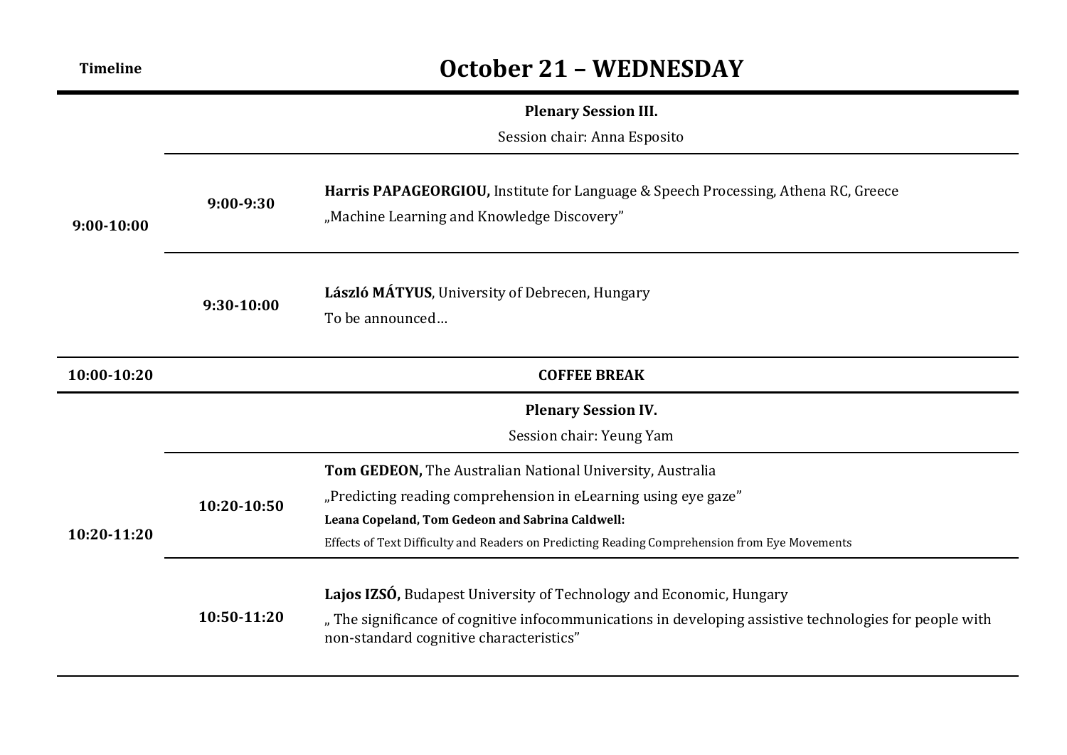## October 21 – WEDNESDAY

| Timeline | | |
|---|---|---|
| 9:00-10:00 | | **Plenary Session III.**<br>Session chair: Anna Esposito |
| | 9:00-9:30 | **Harris PAPAGEORGIOU,** Institute for Language & Speech Processing, Athena RC, Greece<br>„Machine Learning and Knowledge Discovery” |
| | 9:30-10:00 | **László MÁTYUS**, University of Debrecen, Hungary<br>To be announced… |
| 10:00-10:20 | | **COFFEE BREAK** |
| 10:20-11:20 | | **Plenary Session IV.**<br>Session chair: Yeung Yam |
| | 10:20-10:50 | **Tom GEDEON,** The Australian National University, Australia<br>„Predicting reading comprehension in eLearning using eye gaze”<br>**Leana Copeland, Tom Gedeon and Sabrina Caldwell:**<br>Effects of Text Difficulty and Readers on Predicting Reading Comprehension from Eye Movements |
| | 10:50-11:20 | **Lajos IZSÓ,** Budapest University of Technology and Economic, Hungary<br>„ The significance of cognitive infocommunications in developing assistive technologies for people with non-standard cognitive characteristics” |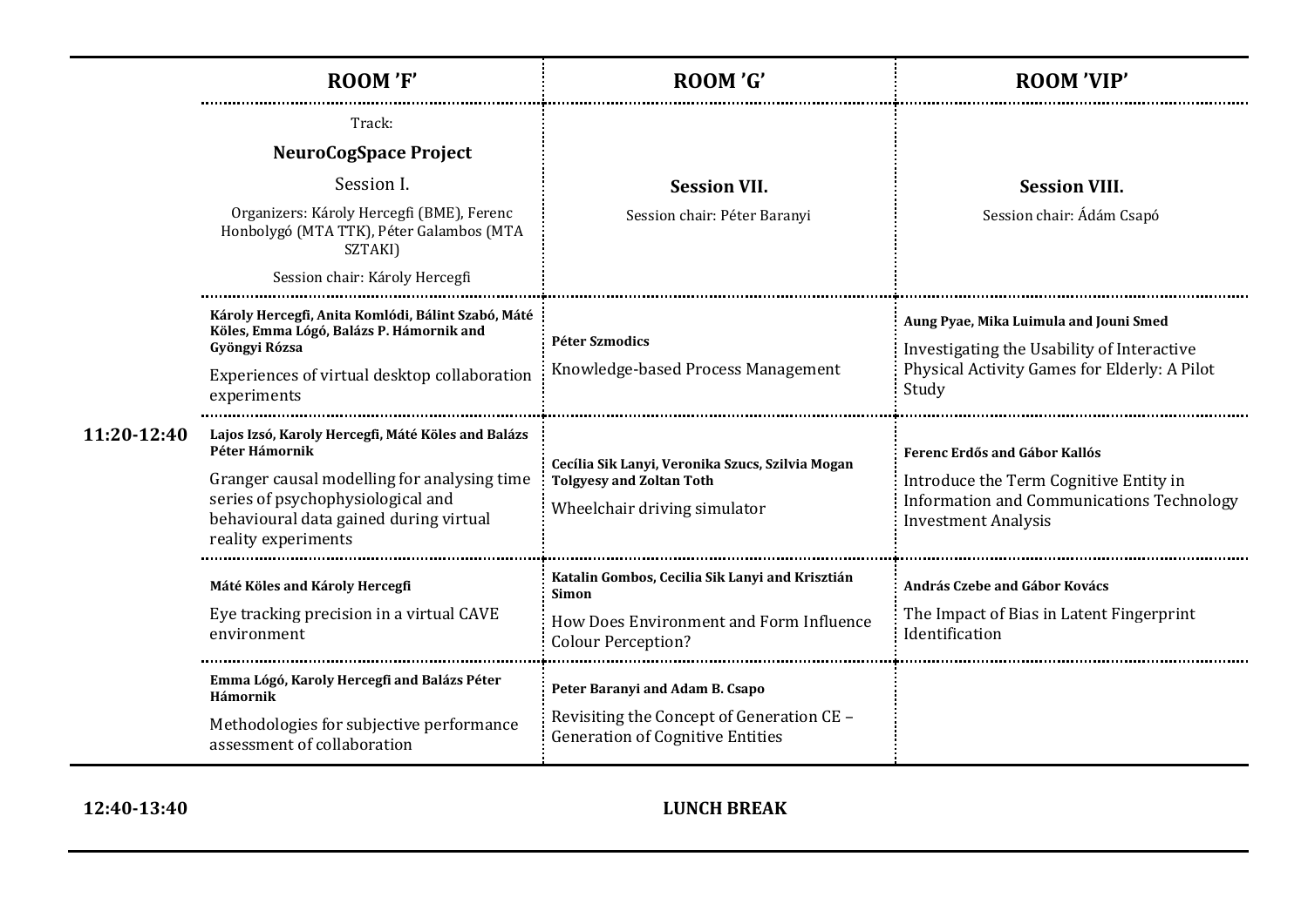| | ROOM 'F' | ROOM 'G' | ROOM 'VIP' |
|---|---|---|---|
| | Track: **NeuroCogSpace Project** Session I. Organizers: Károly Hercegfi (BME), Ferenc Honbolygó (MTA TTK), Péter Galambos (MTA SZTAKI) Session chair: Károly Hercegfi | **Session VII.** Session chair: Péter Baranyi | **Session VIII.** Session chair: Ádám Csapó |
| **11:20-12:40** | **Károly Hercegfi, Anita Komlódi, Bálint Szabó, Máté Köles, Emma Lógó, Balázs P. Hámornik and Gyöngyi Rózsa** Experiences of virtual desktop collaboration experiments | **Péter Szmodics** Knowledge-based Process Management | **Aung Pyae, Mika Luimula and Jouni Smed** Investigating the Usability of Interactive Physical Activity Games for Elderly: A Pilot Study |
| | **Lajos Izsó, Karoly Hercegfi, Máté Köles and Balázs Péter Hámornik** Granger causal modelling for analysing time series of psychophysiological and behavioural data gained during virtual reality experiments | **Cecília Sik Lanyi, Veronika Szucs, Szilvia Mogan Tolgyesy and Zoltan Toth** Wheelchair driving simulator | **Ferenc Erdős and Gábor Kallós** Introduce the Term Cognitive Entity in Information and Communications Technology Investment Analysis |
| | **Máté Köles and Károly Hercegfi** Eye tracking precision in a virtual CAVE environment | **Katalin Gombos, Cecilia Sik Lanyi and Krisztián Simon** How Does Environment and Form Influence Colour Perception? | **András Czebe and Gábor Kovács** The Impact of Bias in Latent Fingerprint Identification |
| | **Emma Lógó, Karoly Hercegfi and Balázs Péter Hámornik** Methodologies for subjective performance assessment of collaboration | **Peter Baranyi and Adam B. Csapo** Revisiting the Concept of Generation CE – Generation of Cognitive Entities | |

| | |
|---|---|
| **12:40-13:40** | **LUNCH BREAK** |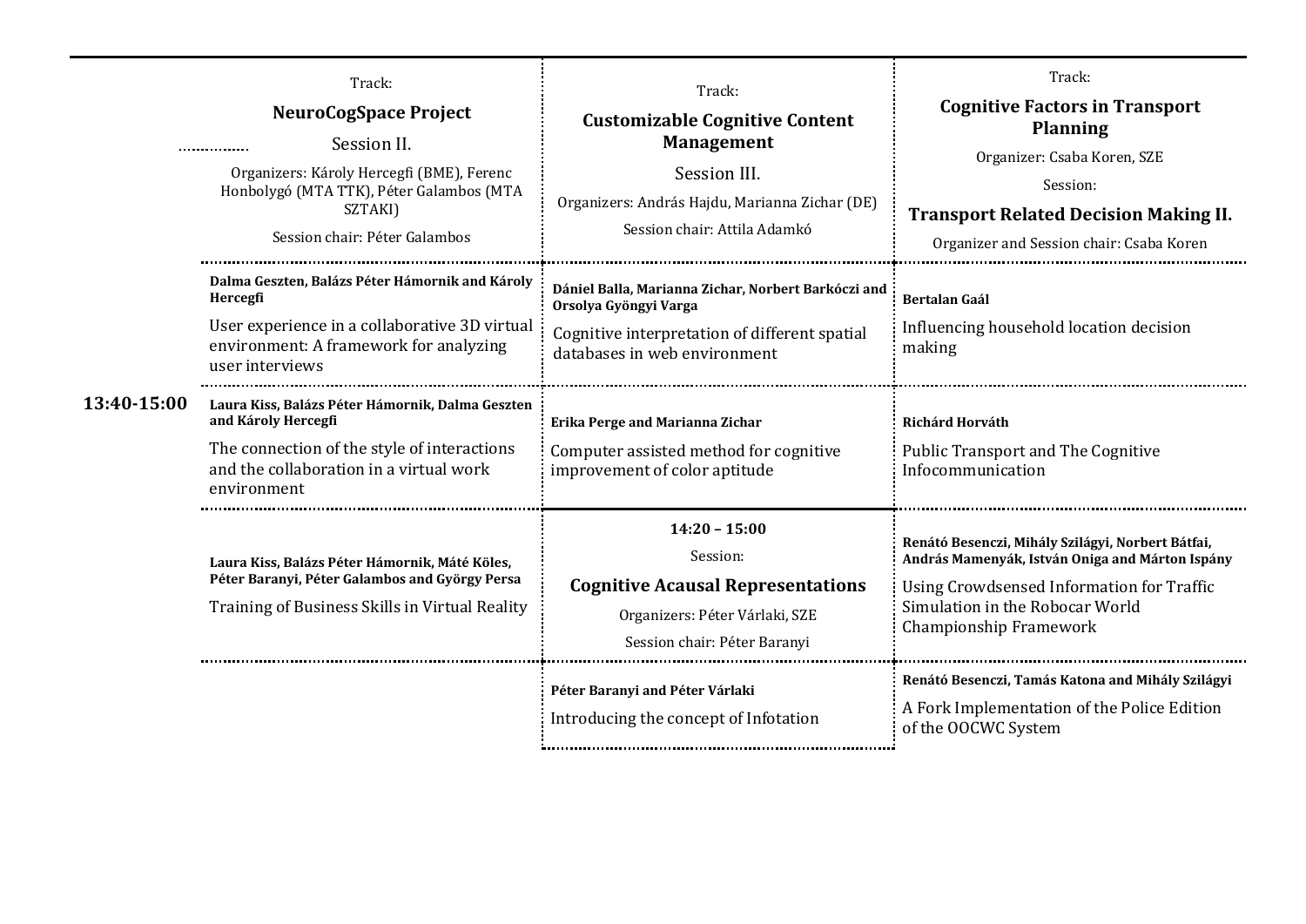| | Track: **NeuroCogSpace Project** Session II. Organizers: Károly Hercegfi (BME), Ferenc Honbolygó (MTA TTK), Péter Galambos (MTA SZTAKI) Session chair: Péter Galambos | Track: **Customizable Cognitive Content Management** Session III. Organizers: András Hajdu, Marianna Zichar (DE) Session chair: Attila Adamkó | Track: **Cognitive Factors in Transport Planning** Organizer: Csaba Koren, SZE Session: **Transport Related Decision Making II.** Organizer and Session chair: Csaba Koren |
|---|---|---|---|
| **13:40-15:00** | **Dalma Geszten, Balázs Péter Hámornik and Károly Hercegfi** User experience in a collaborative 3D virtual environment: A framework for analyzing user interviews | **Dániel Balla, Marianna Zichar, Norbert Barkóczi and Orsolya Gyöngyi Varga** Cognitive interpretation of different spatial databases in web environment | **Bertalan Gaál** Influencing household location decision making |
| | **Laura Kiss, Balázs Péter Hámornik, Dalma Geszten and Károly Hercegfi** The connection of the style of interactions and the collaboration in a virtual work environment | **Erika Perge and Marianna Zichar** Computer assisted method for cognitive improvement of color aptitude | **Richárd Horváth** Public Transport and The Cognitive Infocommunication |
| | **Laura Kiss, Balázs Péter Hámornik, Máté Köles, Péter Baranyi, Péter Galambos and György Persa** Training of Business Skills in Virtual Reality | **14:20 – 15:00** Session: **Cognitive Acausal Representations** Organizers: Péter Várlaki, SZE Session chair: Péter Baranyi | **Renátó Besenczi, Mihály Szilágyi, Norbert Bátfai, András Mamenyák, István Oniga and Márton Ispány** Using Crowdsensed Information for Traffic Simulation in the Robocar World Championship Framework |
| | | **Péter Baranyi and Péter Várlaki** Introducing the concept of Infotation | **Renátó Besenczi, Tamás Katona and Mihály Szilágyi** A Fork Implementation of the Police Edition of the OOCWC System |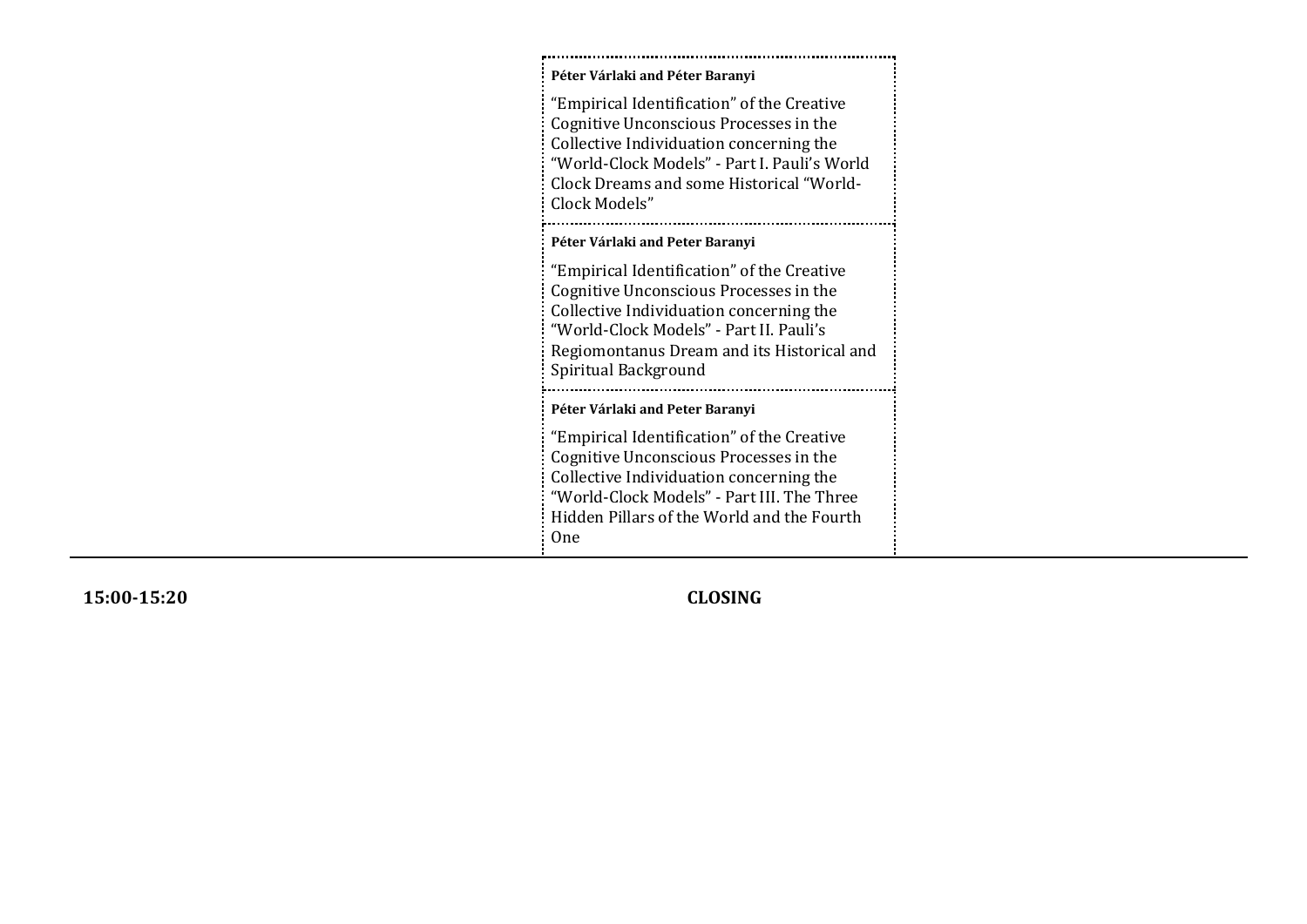| | | |
|---|---|---|
| | **Péter Várlaki and Péter Baranyi**<br><br>"Empirical Identification" of the Creative Cognitive Unconscious Processes in the Collective Individuation concerning the "World-Clock Models" - Part I. Pauli's World Clock Dreams and some Historical "World-Clock Models" | |
| | **Péter Várlaki and Peter Baranyi**<br><br>"Empirical Identification" of the Creative Cognitive Unconscious Processes in the Collective Individuation concerning the "World-Clock Models" - Part II. Pauli's Regiomontanus Dream and its Historical and Spiritual Background | |
| | **Péter Várlaki and Peter Baranyi**<br><br>"Empirical Identification" of the Creative Cognitive Unconscious Processes in the Collective Individuation concerning the "World-Clock Models" - Part III. The Three Hidden Pillars of the World and the Fourth One | |

**15:00-15:20** **CLOSING**